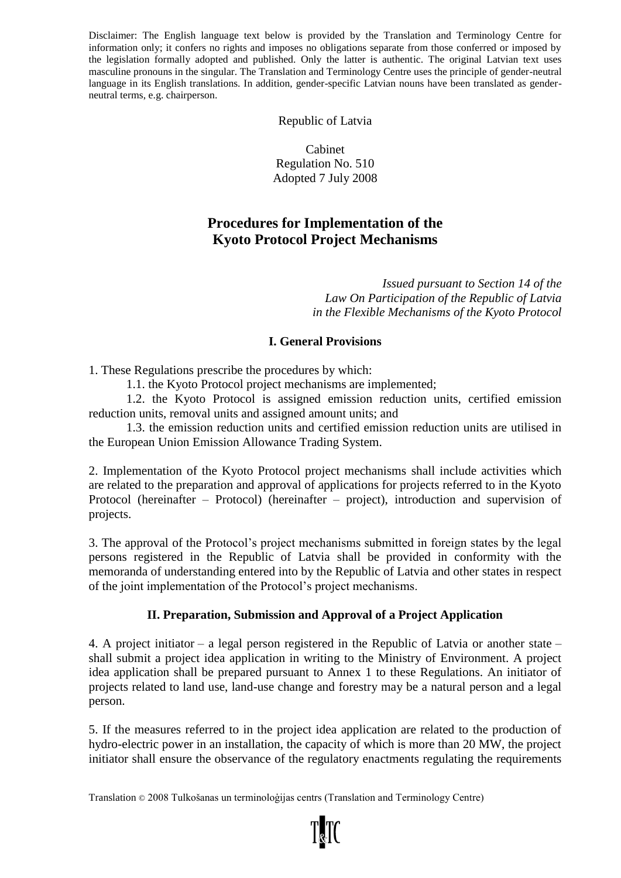Disclaimer: The English language text below is provided by the Translation and Terminology Centre for information only; it confers no rights and imposes no obligations separate from those conferred or imposed by the legislation formally adopted and published. Only the latter is authentic. The original Latvian text uses masculine pronouns in the singular. The Translation and Terminology Centre uses the principle of gender-neutral language in its English translations. In addition, gender-specific Latvian nouns have been translated as gender-neutral terms, e.g. chairperson.

Republic of Latvia

Cabinet
Regulation No. 510
Adopted 7 July 2008

# Procedures for Implementation of the Kyoto Protocol Project Mechanisms

*Issued pursuant to Section 14 of the Law On Participation of the Republic of Latvia in the Flexible Mechanisms of the Kyoto Protocol*

## I. General Provisions

1. These Regulations prescribe the procedures by which:

1.1. the Kyoto Protocol project mechanisms are implemented;

1.2. the Kyoto Protocol is assigned emission reduction units, certified emission reduction units, removal units and assigned amount units; and

1.3. the emission reduction units and certified emission reduction units are utilised in the European Union Emission Allowance Trading System.

2. Implementation of the Kyoto Protocol project mechanisms shall include activities which are related to the preparation and approval of applications for projects referred to in the Kyoto Protocol (hereinafter – Protocol) (hereinafter – project), introduction and supervision of projects.

3. The approval of the Protocol's project mechanisms submitted in foreign states by the legal persons registered in the Republic of Latvia shall be provided in conformity with the memoranda of understanding entered into by the Republic of Latvia and other states in respect of the joint implementation of the Protocol's project mechanisms.

## II. Preparation, Submission and Approval of a Project Application

4. A project initiator – a legal person registered in the Republic of Latvia or another state – shall submit a project idea application in writing to the Ministry of Environment. A project idea application shall be prepared pursuant to Annex 1 to these Regulations. An initiator of projects related to land use, land-use change and forestry may be a natural person and a legal person.

5. If the measures referred to in the project idea application are related to the production of hydro-electric power in an installation, the capacity of which is more than 20 MW, the project initiator shall ensure the observance of the regulatory enactments regulating the requirements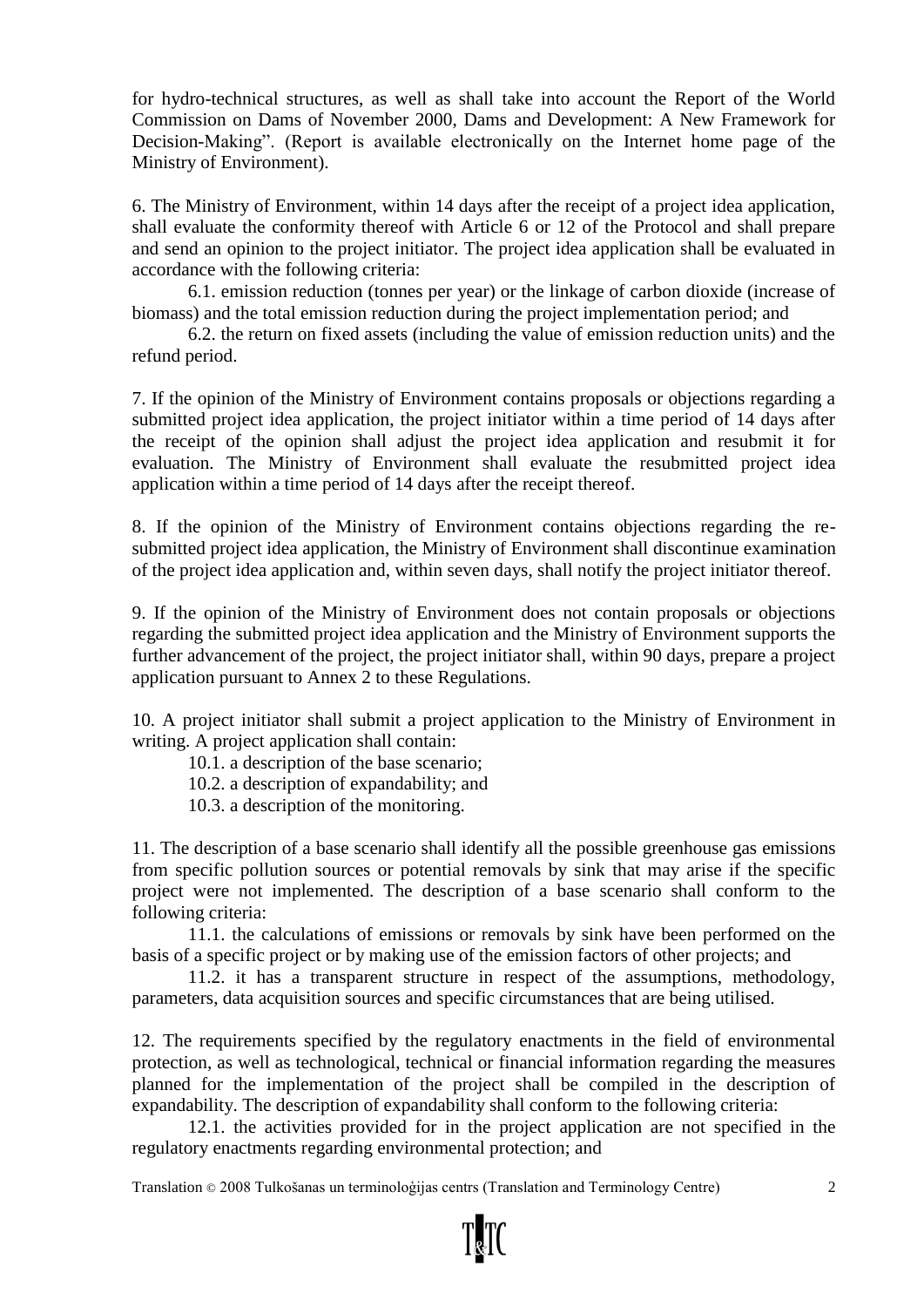for hydro-technical structures, as well as shall take into account the Report of the World Commission on Dams of November 2000, Dams and Development: A New Framework for Decision-Making". (Report is available electronically on the Internet home page of the Ministry of Environment).

6. The Ministry of Environment, within 14 days after the receipt of a project idea application, shall evaluate the conformity thereof with Article 6 or 12 of the Protocol and shall prepare and send an opinion to the project initiator. The project idea application shall be evaluated in accordance with the following criteria:

6.1. emission reduction (tonnes per year) or the linkage of carbon dioxide (increase of biomass) and the total emission reduction during the project implementation period; and

6.2. the return on fixed assets (including the value of emission reduction units) and the refund period.

7. If the opinion of the Ministry of Environment contains proposals or objections regarding a submitted project idea application, the project initiator within a time period of 14 days after the receipt of the opinion shall adjust the project idea application and resubmit it for evaluation. The Ministry of Environment shall evaluate the resubmitted project idea application within a time period of 14 days after the receipt thereof.

8. If the opinion of the Ministry of Environment contains objections regarding the re-submitted project idea application, the Ministry of Environment shall discontinue examination of the project idea application and, within seven days, shall notify the project initiator thereof.

9. If the opinion of the Ministry of Environment does not contain proposals or objections regarding the submitted project idea application and the Ministry of Environment supports the further advancement of the project, the project initiator shall, within 90 days, prepare a project application pursuant to Annex 2 to these Regulations.

10. A project initiator shall submit a project application to the Ministry of Environment in writing. A project application shall contain:

10.1. a description of the base scenario;

10.2. a description of expandability; and

10.3. a description of the monitoring.

11. The description of a base scenario shall identify all the possible greenhouse gas emissions from specific pollution sources or potential removals by sink that may arise if the specific project were not implemented. The description of a base scenario shall conform to the following criteria:

11.1. the calculations of emissions or removals by sink have been performed on the basis of a specific project or by making use of the emission factors of other projects; and

11.2. it has a transparent structure in respect of the assumptions, methodology, parameters, data acquisition sources and specific circumstances that are being utilised.

12. The requirements specified by the regulatory enactments in the field of environmental protection, as well as technological, technical or financial information regarding the measures planned for the implementation of the project shall be compiled in the description of expandability. The description of expandability shall conform to the following criteria:

12.1. the activities provided for in the project application are not specified in the regulatory enactments regarding environmental protection; and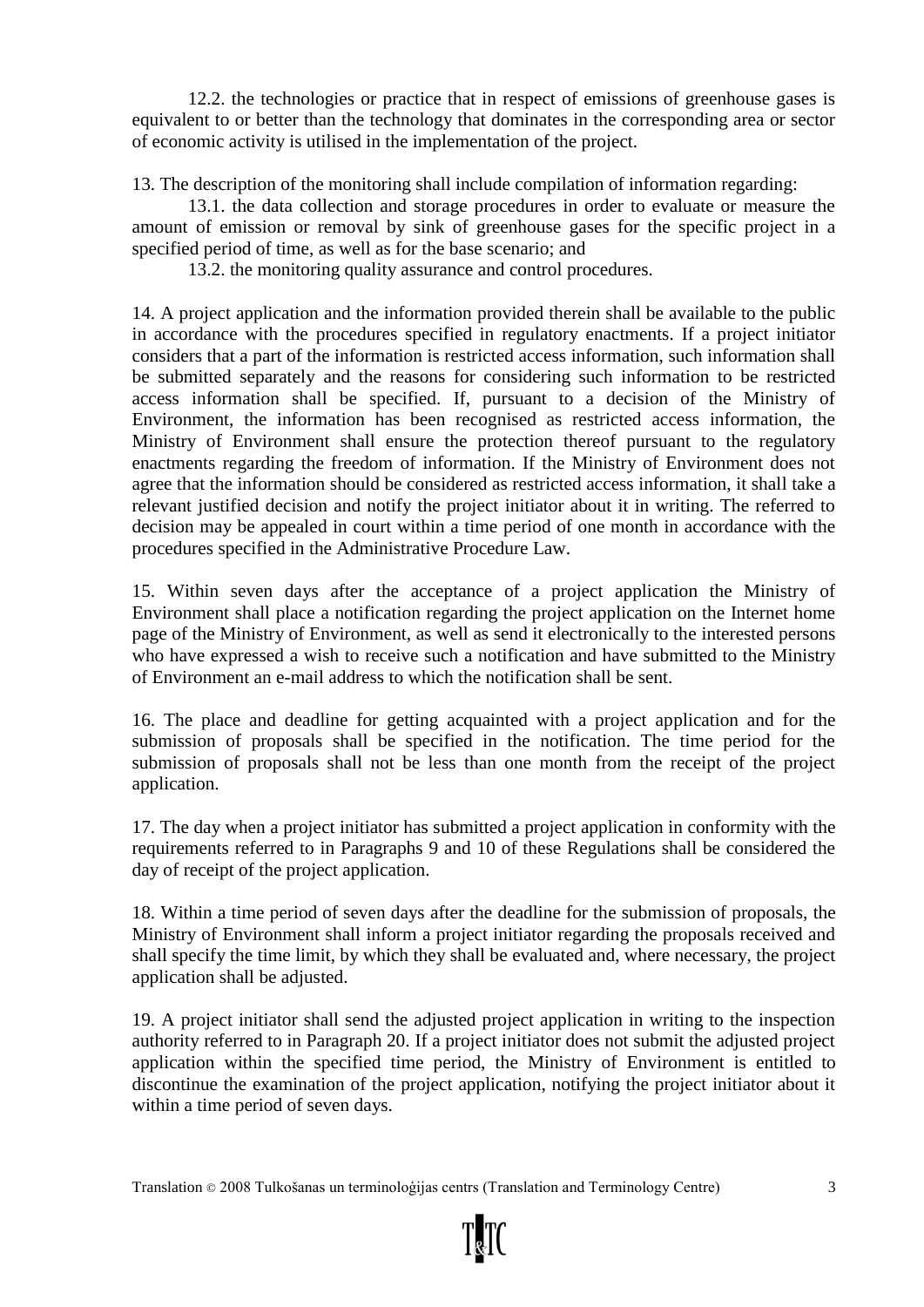12.2. the technologies or practice that in respect of emissions of greenhouse gases is equivalent to or better than the technology that dominates in the corresponding area or sector of economic activity is utilised in the implementation of the project.

13. The description of the monitoring shall include compilation of information regarding:

13.1. the data collection and storage procedures in order to evaluate or measure the amount of emission or removal by sink of greenhouse gases for the specific project in a specified period of time, as well as for the base scenario; and

13.2. the monitoring quality assurance and control procedures.

14. A project application and the information provided therein shall be available to the public in accordance with the procedures specified in regulatory enactments. If a project initiator considers that a part of the information is restricted access information, such information shall be submitted separately and the reasons for considering such information to be restricted access information shall be specified. If, pursuant to a decision of the Ministry of Environment, the information has been recognised as restricted access information, the Ministry of Environment shall ensure the protection thereof pursuant to the regulatory enactments regarding the freedom of information. If the Ministry of Environment does not agree that the information should be considered as restricted access information, it shall take a relevant justified decision and notify the project initiator about it in writing. The referred to decision may be appealed in court within a time period of one month in accordance with the procedures specified in the Administrative Procedure Law.

15. Within seven days after the acceptance of a project application the Ministry of Environment shall place a notification regarding the project application on the Internet home page of the Ministry of Environment, as well as send it electronically to the interested persons who have expressed a wish to receive such a notification and have submitted to the Ministry of Environment an e-mail address to which the notification shall be sent.

16. The place and deadline for getting acquainted with a project application and for the submission of proposals shall be specified in the notification. The time period for the submission of proposals shall not be less than one month from the receipt of the project application.

17. The day when a project initiator has submitted a project application in conformity with the requirements referred to in Paragraphs 9 and 10 of these Regulations shall be considered the day of receipt of the project application.

18. Within a time period of seven days after the deadline for the submission of proposals, the Ministry of Environment shall inform a project initiator regarding the proposals received and shall specify the time limit, by which they shall be evaluated and, where necessary, the project application shall be adjusted.

19. A project initiator shall send the adjusted project application in writing to the inspection authority referred to in Paragraph 20. If a project initiator does not submit the adjusted project application within the specified time period, the Ministry of Environment is entitled to discontinue the examination of the project application, notifying the project initiator about it within a time period of seven days.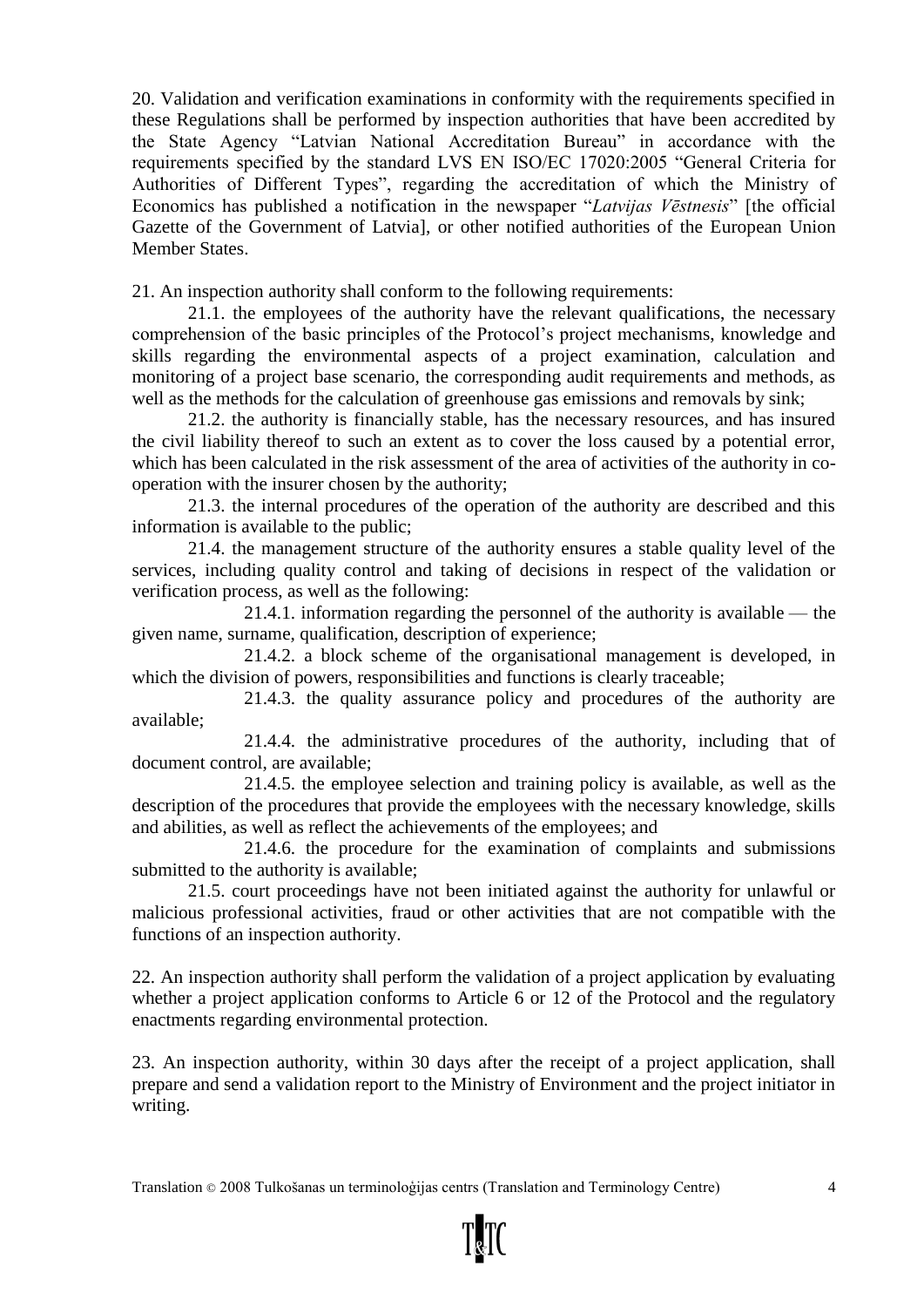20. Validation and verification examinations in conformity with the requirements specified in these Regulations shall be performed by inspection authorities that have been accredited by the State Agency "Latvian National Accreditation Bureau" in accordance with the requirements specified by the standard LVS EN ISO/EC 17020:2005 "General Criteria for Authorities of Different Types", regarding the accreditation of which the Ministry of Economics has published a notification in the newspaper "*Latvijas Vēstnesis*" [the official Gazette of the Government of Latvia], or other notified authorities of the European Union Member States.

21. An inspection authority shall conform to the following requirements:

21.1. the employees of the authority have the relevant qualifications, the necessary comprehension of the basic principles of the Protocol's project mechanisms, knowledge and skills regarding the environmental aspects of a project examination, calculation and monitoring of a project base scenario, the corresponding audit requirements and methods, as well as the methods for the calculation of greenhouse gas emissions and removals by sink;

21.2. the authority is financially stable, has the necessary resources, and has insured the civil liability thereof to such an extent as to cover the loss caused by a potential error, which has been calculated in the risk assessment of the area of activities of the authority in co-operation with the insurer chosen by the authority;

21.3. the internal procedures of the operation of the authority are described and this information is available to the public;

21.4. the management structure of the authority ensures a stable quality level of the services, including quality control and taking of decisions in respect of the validation or verification process, as well as the following:

21.4.1. information regarding the personnel of the authority is available — the given name, surname, qualification, description of experience;

21.4.2. a block scheme of the organisational management is developed, in which the division of powers, responsibilities and functions is clearly traceable;

21.4.3. the quality assurance policy and procedures of the authority are available;

21.4.4. the administrative procedures of the authority, including that of document control, are available;

21.4.5. the employee selection and training policy is available, as well as the description of the procedures that provide the employees with the necessary knowledge, skills and abilities, as well as reflect the achievements of the employees; and

21.4.6. the procedure for the examination of complaints and submissions submitted to the authority is available;

21.5. court proceedings have not been initiated against the authority for unlawful or malicious professional activities, fraud or other activities that are not compatible with the functions of an inspection authority.

22. An inspection authority shall perform the validation of a project application by evaluating whether a project application conforms to Article 6 or 12 of the Protocol and the regulatory enactments regarding environmental protection.

23. An inspection authority, within 30 days after the receipt of a project application, shall prepare and send a validation report to the Ministry of Environment and the project initiator in writing.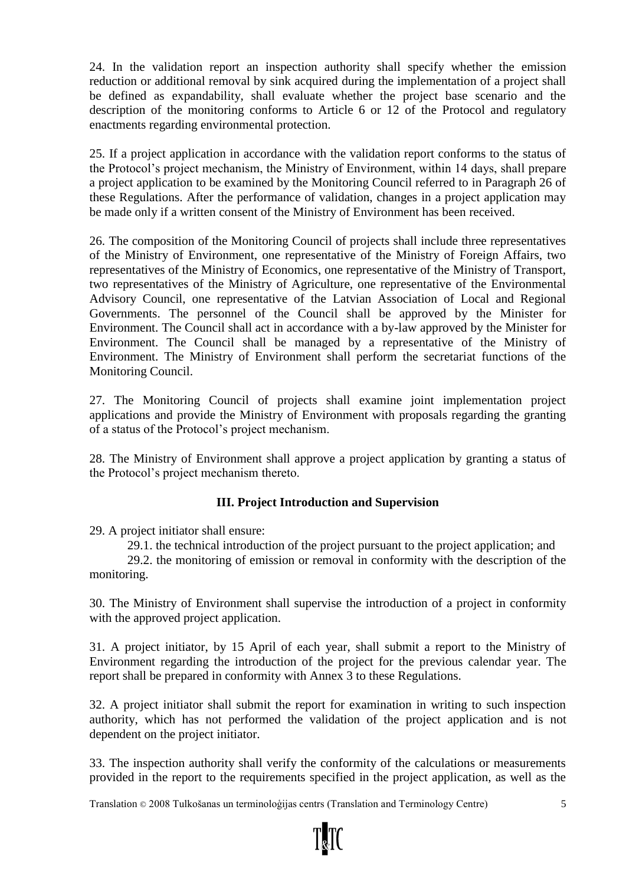24. In the validation report an inspection authority shall specify whether the emission reduction or additional removal by sink acquired during the implementation of a project shall be defined as expandability, shall evaluate whether the project base scenario and the description of the monitoring conforms to Article 6 or 12 of the Protocol and regulatory enactments regarding environmental protection.

25. If a project application in accordance with the validation report conforms to the status of the Protocol's project mechanism, the Ministry of Environment, within 14 days, shall prepare a project application to be examined by the Monitoring Council referred to in Paragraph 26 of these Regulations. After the performance of validation, changes in a project application may be made only if a written consent of the Ministry of Environment has been received.

26. The composition of the Monitoring Council of projects shall include three representatives of the Ministry of Environment, one representative of the Ministry of Foreign Affairs, two representatives of the Ministry of Economics, one representative of the Ministry of Transport, two representatives of the Ministry of Agriculture, one representative of the Environmental Advisory Council, one representative of the Latvian Association of Local and Regional Governments. The personnel of the Council shall be approved by the Minister for Environment. The Council shall act in accordance with a by-law approved by the Minister for Environment. The Council shall be managed by a representative of the Ministry of Environment. The Ministry of Environment shall perform the secretariat functions of the Monitoring Council.

27. The Monitoring Council of projects shall examine joint implementation project applications and provide the Ministry of Environment with proposals regarding the granting of a status of the Protocol's project mechanism.

28. The Ministry of Environment shall approve a project application by granting a status of the Protocol's project mechanism thereto.

### III. Project Introduction and Supervision

29. A project initiator shall ensure:

29.1. the technical introduction of the project pursuant to the project application; and

29.2. the monitoring of emission or removal in conformity with the description of the monitoring.

30. The Ministry of Environment shall supervise the introduction of a project in conformity with the approved project application.

31. A project initiator, by 15 April of each year, shall submit a report to the Ministry of Environment regarding the introduction of the project for the previous calendar year. The report shall be prepared in conformity with Annex 3 to these Regulations.

32. A project initiator shall submit the report for examination in writing to such inspection authority, which has not performed the validation of the project application and is not dependent on the project initiator.

33. The inspection authority shall verify the conformity of the calculations or measurements provided in the report to the requirements specified in the project application, as well as the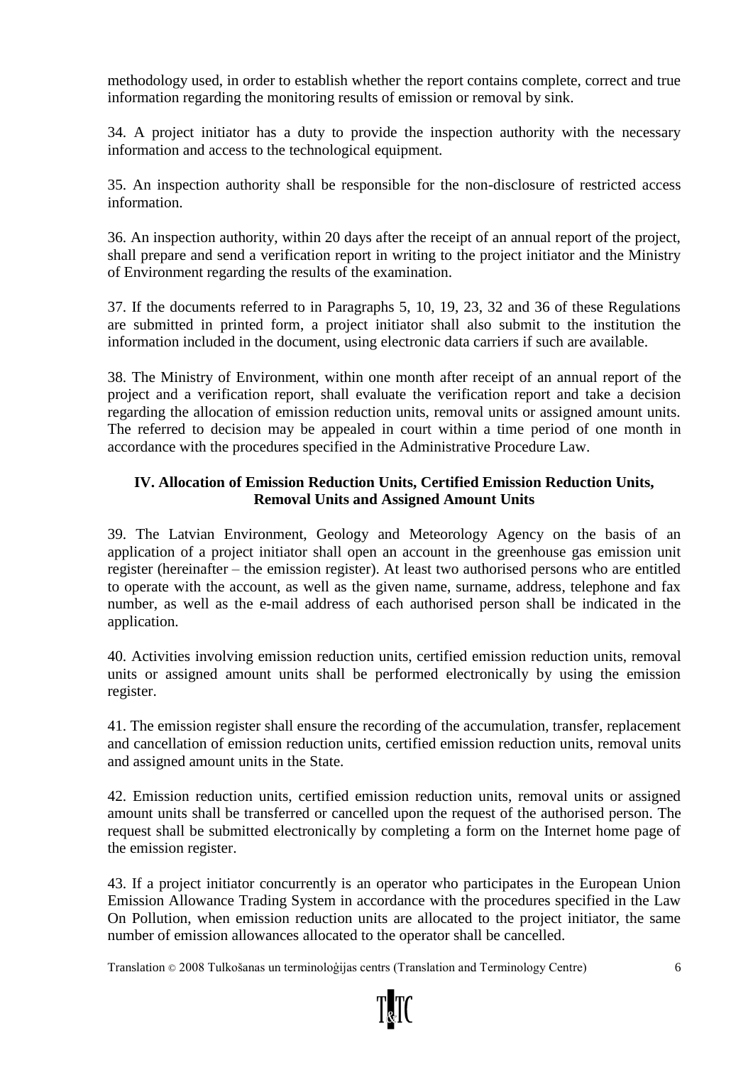methodology used, in order to establish whether the report contains complete, correct and true information regarding the monitoring results of emission or removal by sink.

34. A project initiator has a duty to provide the inspection authority with the necessary information and access to the technological equipment.

35. An inspection authority shall be responsible for the non-disclosure of restricted access information.

36. An inspection authority, within 20 days after the receipt of an annual report of the project, shall prepare and send a verification report in writing to the project initiator and the Ministry of Environment regarding the results of the examination.

37. If the documents referred to in Paragraphs 5, 10, 19, 23, 32 and 36 of these Regulations are submitted in printed form, a project initiator shall also submit to the institution the information included in the document, using electronic data carriers if such are available.

38. The Ministry of Environment, within one month after receipt of an annual report of the project and a verification report, shall evaluate the verification report and take a decision regarding the allocation of emission reduction units, removal units or assigned amount units. The referred to decision may be appealed in court within a time period of one month in accordance with the procedures specified in the Administrative Procedure Law.

## IV. Allocation of Emission Reduction Units, Certified Emission Reduction Units, Removal Units and Assigned Amount Units

39. The Latvian Environment, Geology and Meteorology Agency on the basis of an application of a project initiator shall open an account in the greenhouse gas emission unit register (hereinafter – the emission register). At least two authorised persons who are entitled to operate with the account, as well as the given name, surname, address, telephone and fax number, as well as the e-mail address of each authorised person shall be indicated in the application.

40. Activities involving emission reduction units, certified emission reduction units, removal units or assigned amount units shall be performed electronically by using the emission register.

41. The emission register shall ensure the recording of the accumulation, transfer, replacement and cancellation of emission reduction units, certified emission reduction units, removal units and assigned amount units in the State.

42. Emission reduction units, certified emission reduction units, removal units or assigned amount units shall be transferred or cancelled upon the request of the authorised person. The request shall be submitted electronically by completing a form on the Internet home page of the emission register.

43. If a project initiator concurrently is an operator who participates in the European Union Emission Allowance Trading System in accordance with the procedures specified in the Law On Pollution, when emission reduction units are allocated to the project initiator, the same number of emission allowances allocated to the operator shall be cancelled.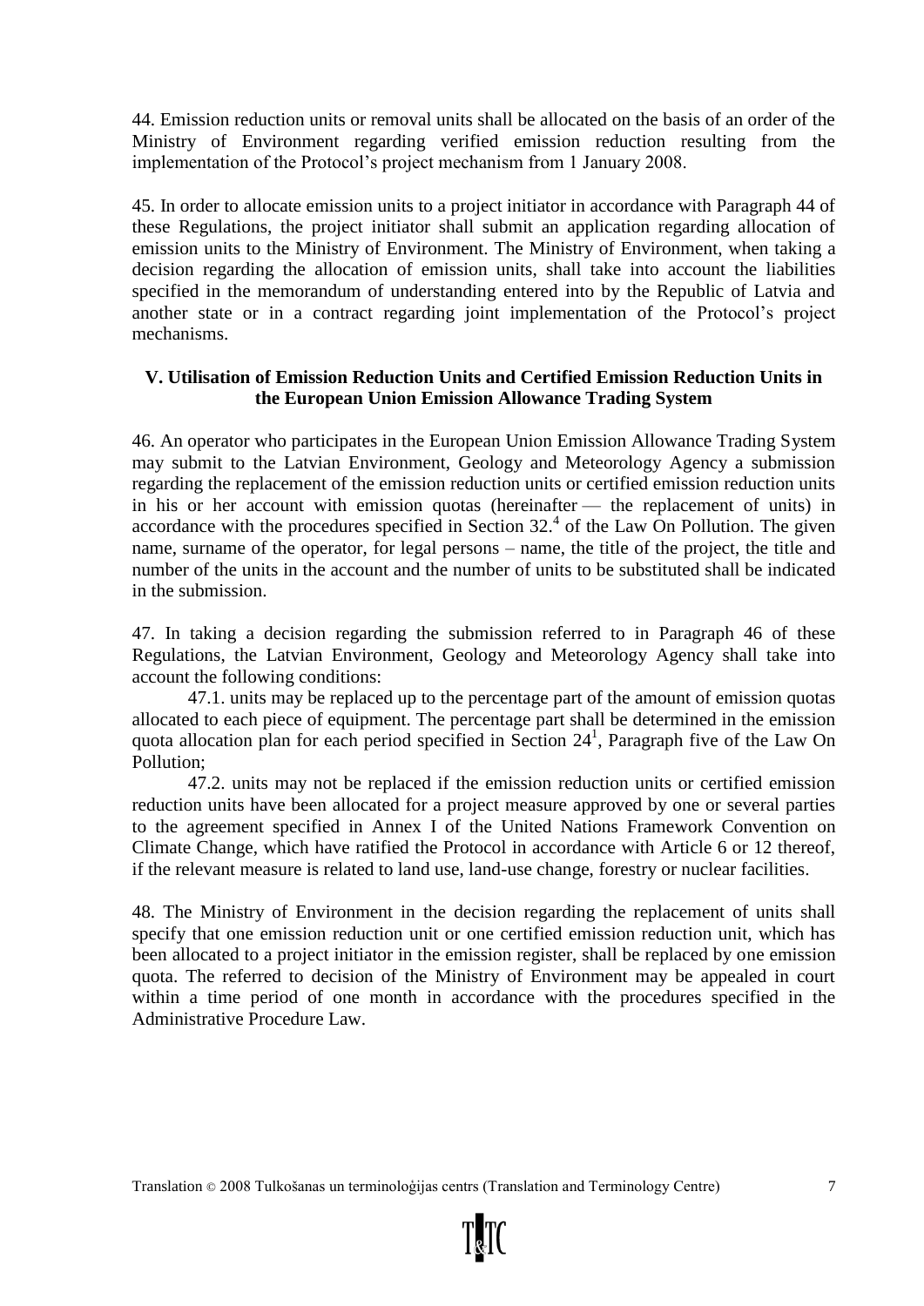44. Emission reduction units or removal units shall be allocated on the basis of an order of the Ministry of Environment regarding verified emission reduction resulting from the implementation of the Protocol's project mechanism from 1 January 2008.

45. In order to allocate emission units to a project initiator in accordance with Paragraph 44 of these Regulations, the project initiator shall submit an application regarding allocation of emission units to the Ministry of Environment. The Ministry of Environment, when taking a decision regarding the allocation of emission units, shall take into account the liabilities specified in the memorandum of understanding entered into by the Republic of Latvia and another state or in a contract regarding joint implementation of the Protocol's project mechanisms.

### V. Utilisation of Emission Reduction Units and Certified Emission Reduction Units in the European Union Emission Allowance Trading System

46. An operator who participates in the European Union Emission Allowance Trading System may submit to the Latvian Environment, Geology and Meteorology Agency a submission regarding the replacement of the emission reduction units or certified emission reduction units in his or her account with emission quotas (hereinafter — the replacement of units) in accordance with the procedures specified in Section 32.[4] of the Law On Pollution. The given name, surname of the operator, for legal persons – name, the title of the project, the title and number of the units in the account and the number of units to be substituted shall be indicated in the submission.

47. In taking a decision regarding the submission referred to in Paragraph 46 of these Regulations, the Latvian Environment, Geology and Meteorology Agency shall take into account the following conditions:

47.1. units may be replaced up to the percentage part of the amount of emission quotas allocated to each piece of equipment. The percentage part shall be determined in the emission quota allocation plan for each period specified in Section 24[1], Paragraph five of the Law On Pollution;

47.2. units may not be replaced if the emission reduction units or certified emission reduction units have been allocated for a project measure approved by one or several parties to the agreement specified in Annex I of the United Nations Framework Convention on Climate Change, which have ratified the Protocol in accordance with Article 6 or 12 thereof, if the relevant measure is related to land use, land-use change, forestry or nuclear facilities.

48. The Ministry of Environment in the decision regarding the replacement of units shall specify that one emission reduction unit or one certified emission reduction unit, which has been allocated to a project initiator in the emission register, shall be replaced by one emission quota. The referred to decision of the Ministry of Environment may be appealed in court within a time period of one month in accordance with the procedures specified in the Administrative Procedure Law.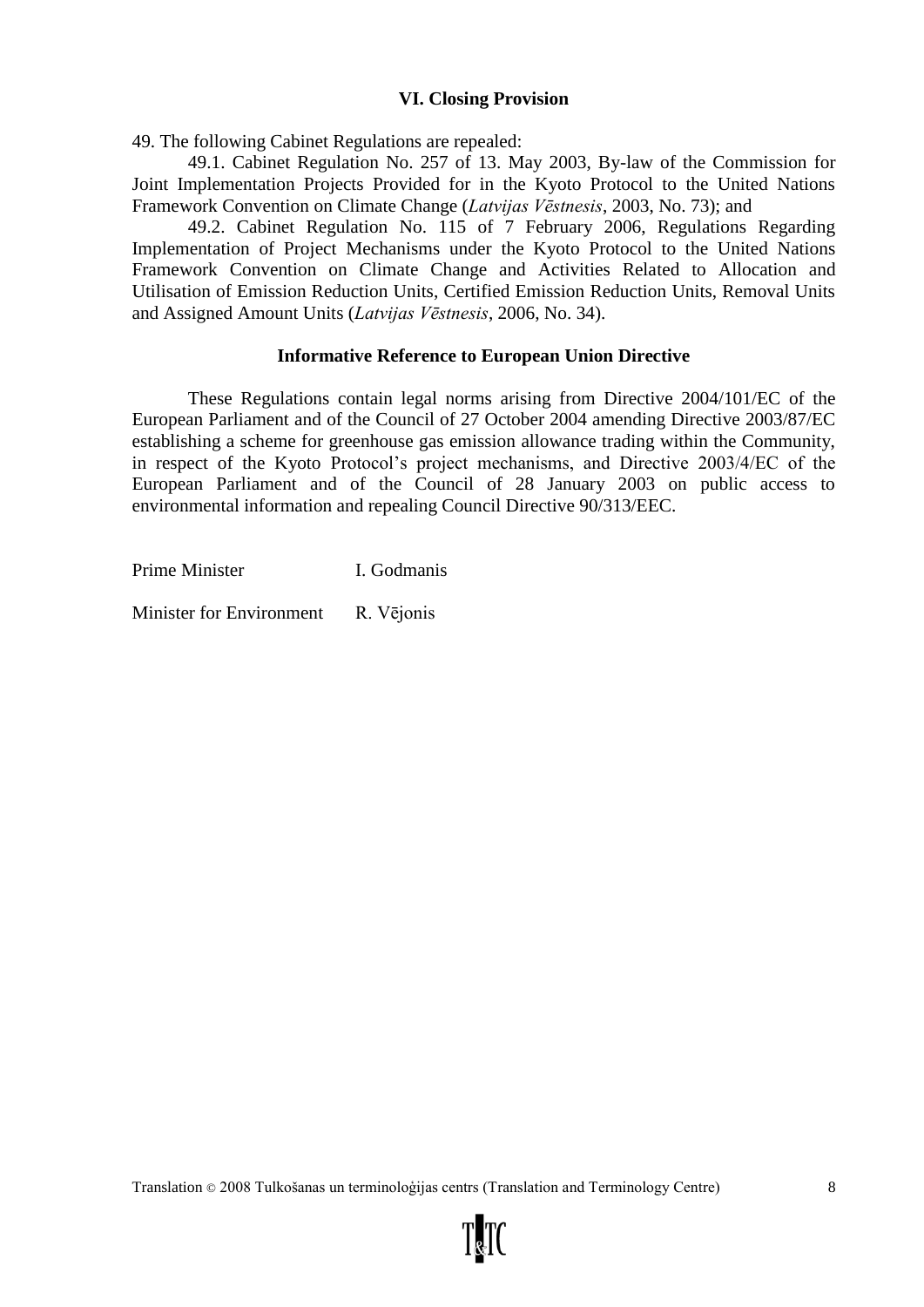### VI. Closing Provision

49. The following Cabinet Regulations are repealed:

49.1. Cabinet Regulation No. 257 of 13. May 2003, By-law of the Commission for Joint Implementation Projects Provided for in the Kyoto Protocol to the United Nations Framework Convention on Climate Change (*Latvijas Vēstnesis*, 2003, No. 73); and

49.2. Cabinet Regulation No. 115 of 7 February 2006, Regulations Regarding Implementation of Project Mechanisms under the Kyoto Protocol to the United Nations Framework Convention on Climate Change and Activities Related to Allocation and Utilisation of Emission Reduction Units, Certified Emission Reduction Units, Removal Units and Assigned Amount Units (*Latvijas Vēstnesis*, 2006, No. 34).

### Informative Reference to European Union Directive

These Regulations contain legal norms arising from Directive 2004/101/EC of the European Parliament and of the Council of 27 October 2004 amending Directive 2003/87/EC establishing a scheme for greenhouse gas emission allowance trading within the Community, in respect of the Kyoto Protocol's project mechanisms, and Directive 2003/4/EC of the European Parliament and of the Council of 28 January 2003 on public access to environmental information and repealing Council Directive 90/313/EEC.

Prime Minister I. Godmanis

Minister for Environment R. Vējonis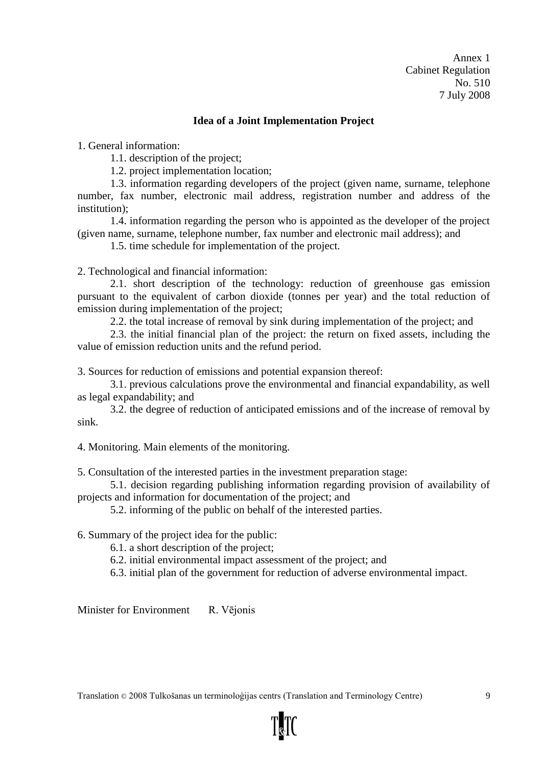Annex 1
Cabinet Regulation
No. 510
7 July 2008

**Idea of a Joint Implementation Project**

1. General information:

1.1. description of the project;

1.2. project implementation location;

1.3. information regarding developers of the project (given name, surname, telephone number, fax number, electronic mail address, registration number and address of the institution);

1.4. information regarding the person who is appointed as the developer of the project (given name, surname, telephone number, fax number and electronic mail address); and

1.5. time schedule for implementation of the project.

2. Technological and financial information:

2.1. short description of the technology: reduction of greenhouse gas emission pursuant to the equivalent of carbon dioxide (tonnes per year) and the total reduction of emission during implementation of the project;

2.2. the total increase of removal by sink during implementation of the project; and

2.3. the initial financial plan of the project: the return on fixed assets, including the value of emission reduction units and the refund period.

3. Sources for reduction of emissions and potential expansion thereof:

3.1. previous calculations prove the environmental and financial expandability, as well as legal expandability; and

3.2. the degree of reduction of anticipated emissions and of the increase of removal by sink.

4. Monitoring. Main elements of the monitoring.

5. Consultation of the interested parties in the investment preparation stage:

5.1. decision regarding publishing information regarding provision of availability of projects and information for documentation of the project; and

5.2. informing of the public on behalf of the interested parties.

6. Summary of the project idea for the public:

6.1. a short description of the project;

6.2. initial environmental impact assessment of the project; and

6.3. initial plan of the government for reduction of adverse environmental impact.

Minister for Environment R. Vējonis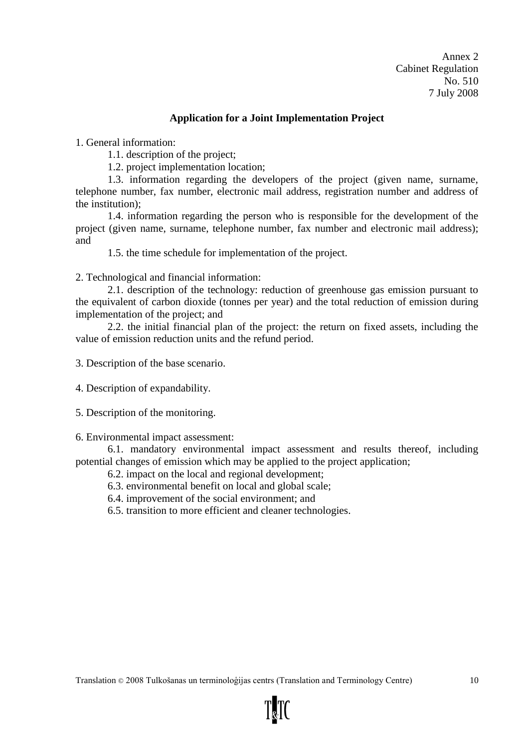Annex 2
Cabinet Regulation
No. 510
7 July 2008

**Application for a Joint Implementation Project**

1. General information:

1.1. description of the project;

1.2. project implementation location;

1.3. information regarding the developers of the project (given name, surname, telephone number, fax number, electronic mail address, registration number and address of the institution);

1.4. information regarding the person who is responsible for the development of the project (given name, surname, telephone number, fax number and electronic mail address); and

1.5. the time schedule for implementation of the project.

2. Technological and financial information:

2.1. description of the technology: reduction of greenhouse gas emission pursuant to the equivalent of carbon dioxide (tonnes per year) and the total reduction of emission during implementation of the project; and

2.2. the initial financial plan of the project: the return on fixed assets, including the value of emission reduction units and the refund period.

3. Description of the base scenario.

4. Description of expandability.

5. Description of the monitoring.

6. Environmental impact assessment:

6.1. mandatory environmental impact assessment and results thereof, including potential changes of emission which may be applied to the project application;

6.2. impact on the local and regional development;

6.3. environmental benefit on local and global scale;

6.4. improvement of the social environment; and

6.5. transition to more efficient and cleaner technologies.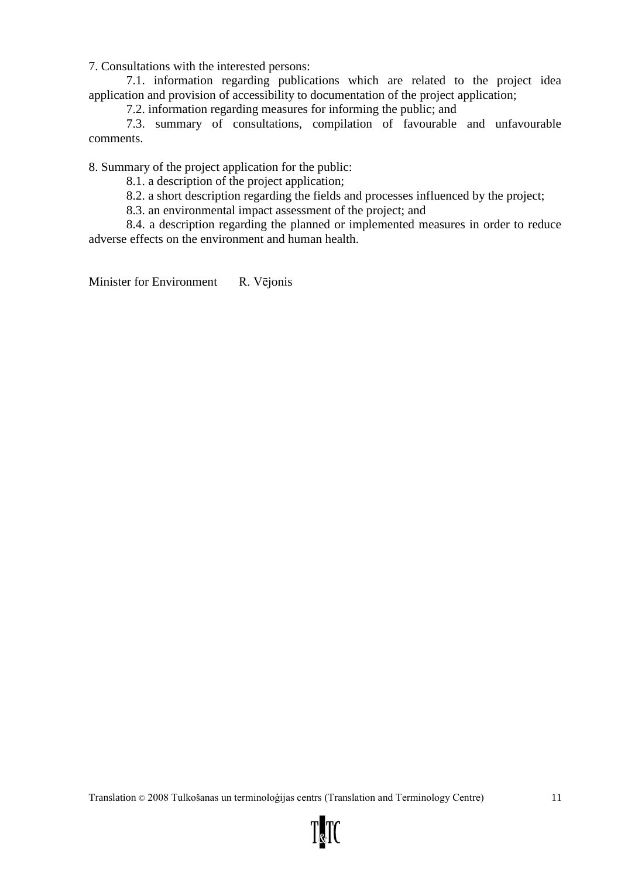7. Consultations with the interested persons:

7.1. information regarding publications which are related to the project idea application and provision of accessibility to documentation of the project application;

7.2. information regarding measures for informing the public; and

7.3. summary of consultations, compilation of favourable and unfavourable comments.

8. Summary of the project application for the public:

8.1. a description of the project application;

8.2. a short description regarding the fields and processes influenced by the project;

8.3. an environmental impact assessment of the project; and

8.4. a description regarding the planned or implemented measures in order to reduce adverse effects on the environment and human health.

Minister for Environment R. Vējonis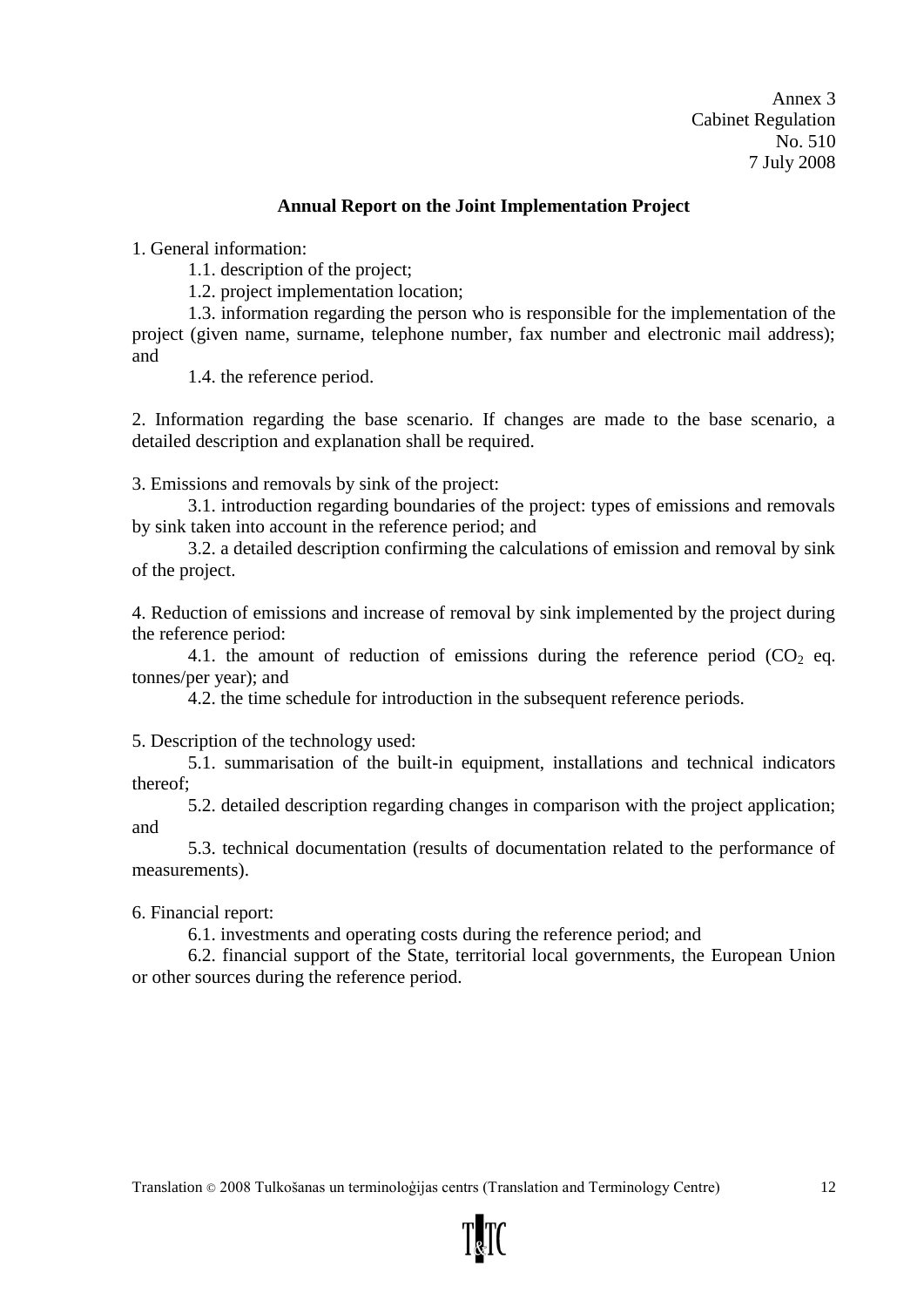Annex 3
Cabinet Regulation
No. 510
7 July 2008

**Annual Report on the Joint Implementation Project**

1. General information:

1.1. description of the project;

1.2. project implementation location;

1.3. information regarding the person who is responsible for the implementation of the project (given name, surname, telephone number, fax number and electronic mail address); and

1.4. the reference period.

2. Information regarding the base scenario. If changes are made to the base scenario, a detailed description and explanation shall be required.

3. Emissions and removals by sink of the project:

3.1. introduction regarding boundaries of the project: types of emissions and removals by sink taken into account in the reference period; and

3.2. a detailed description confirming the calculations of emission and removal by sink of the project.

4. Reduction of emissions and increase of removal by sink implemented by the project during the reference period:

4.1. the amount of reduction of emissions during the reference period ($CO_2$ eq. tonnes/per year); and

4.2. the time schedule for introduction in the subsequent reference periods.

5. Description of the technology used:

5.1. summarisation of the built-in equipment, installations and technical indicators thereof;

5.2. detailed description regarding changes in comparison with the project application; and

5.3. technical documentation (results of documentation related to the performance of measurements).

6. Financial report:

6.1. investments and operating costs during the reference period; and

6.2. financial support of the State, territorial local governments, the European Union or other sources during the reference period.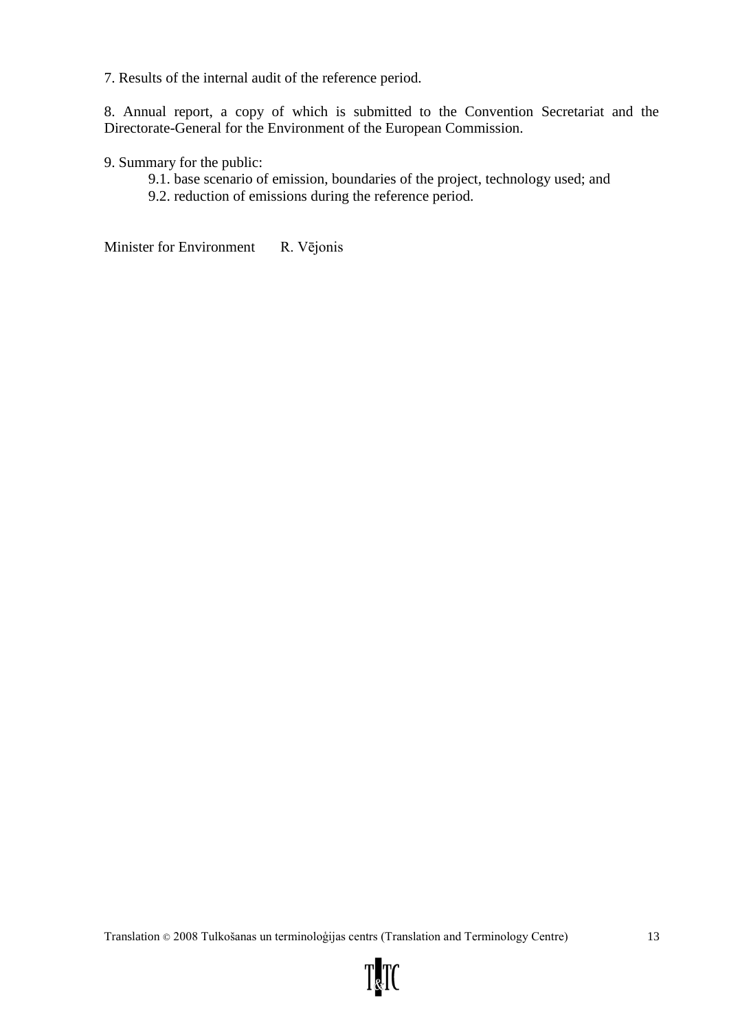7. Results of the internal audit of the reference period.

8. Annual report, a copy of which is submitted to the Convention Secretariat and the Directorate-General for the Environment of the European Commission.

9. Summary for the public:

  9.1. base scenario of emission, boundaries of the project, technology used; and

  9.2. reduction of emissions during the reference period.

Minister for Environment    R. Vējonis